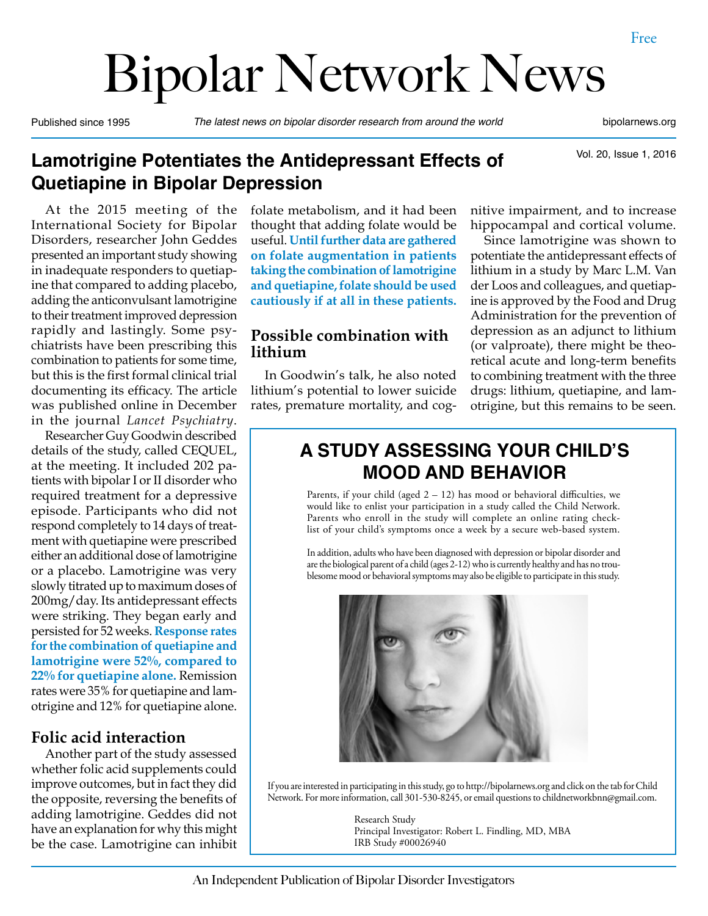# Bipolar Network News

Free

Published since 1995 | *The latest news on bipolar disorder research from around the world* | bipolarnews.org

Vol. 20, Issue 1, 2016

## Lamotrigine Potentiates the Antidepressant Effects of Quetiapine in Bipolar Depression

At the 2015 meeting of the International Society for Bipolar Disorders, researcher John Geddes presented an important study showing in inadequate responders to quetiapine that compared to adding placebo, adding the anticonvulsant lamotrigine to their treatment improved depression rapidly and lastingly. Some psychiatrists have been prescribing this combination to patients for some time, but this is the first formal clinical trial documenting its efficacy. The article was published online in December in the journal *Lancet Psychiatry*.

Researcher Guy Goodwin described details of the study, called CEQUEL, at the meeting. It included 202 patients with bipolar I or II disorder who required treatment for a depressive episode. Participants who did not respond completely to 14 days of treatment with quetiapine were prescribed either an additional dose of lamotrigine or a placebo. Lamotrigine was very slowly titrated up to maximum doses of 200mg/day. Its antidepressant effects were striking. They began early and persisted for 52 weeks. **Response rates for the combination of quetiapine and lamotrigine were 52%, compared to 22% for quetiapine alone.** Remission rates were 35% for quetiapine and lamotrigine and 12% for quetiapine alone.

### Folic acid interaction

Another part of the study assessed whether folic acid supplements could improve outcomes, but in fact they did the opposite, reversing the benefits of adding lamotrigine. Geddes did not have an explanation for why this might be the case. Lamotrigine can inhibit folate metabolism, and it had been thought that adding folate would be useful. **Until further data are gathered on folate augmentation in patients taking the combination of lamotrigine and quetiapine, folate should be used cautiously if at all in these patients.**

### Possible combination with lithium

In Goodwin's talk, he also noted lithium's potential to lower suicide rates, premature mortality, and cognitive impairment, and to increase hippocampal and cortical volume.

Since lamotrigine was shown to potentiate the antidepressant effects of lithium in a study by Marc L.M. Van der Loos and colleagues, and quetiapine is approved by the Food and Drug Administration for the prevention of depression as an adjunct to lithium (or valproate), there might be theoretical acute and long-term benefits to combining treatment with the three drugs: lithium, quetiapine, and lamotrigine, but this remains to be seen.

## A STUDY ASSESSING YOUR CHILD'S MOOD AND BEHAVIOR

Parents, if your child (aged 2 – 12) has mood or behavioral difficulties, we would like to enlist your participation in a study called the Child Network. Parents who enroll in the study will complete an online rating checklist of your child's symptoms once a week by a secure web-based system.

In addition, adults who have been diagnosed with depression or bipolar disorder and are the biological parent of a child (ages 2-12) who is currently healthy and has no troublesome mood or behavioral symptoms may also be eligible to participate in this study.

If you are interested in participating in this study, go to http://bipolarnews.org and click on the tab for Child Network. For more information, call 301-530-8245, or email questions to childnetworkbnn@gmail.com.

Research Study
Principal Investigator: Robert L. Findling, MD, MBA
IRB Study #00026940

An Independent Publication of Bipolar Disorder Investigators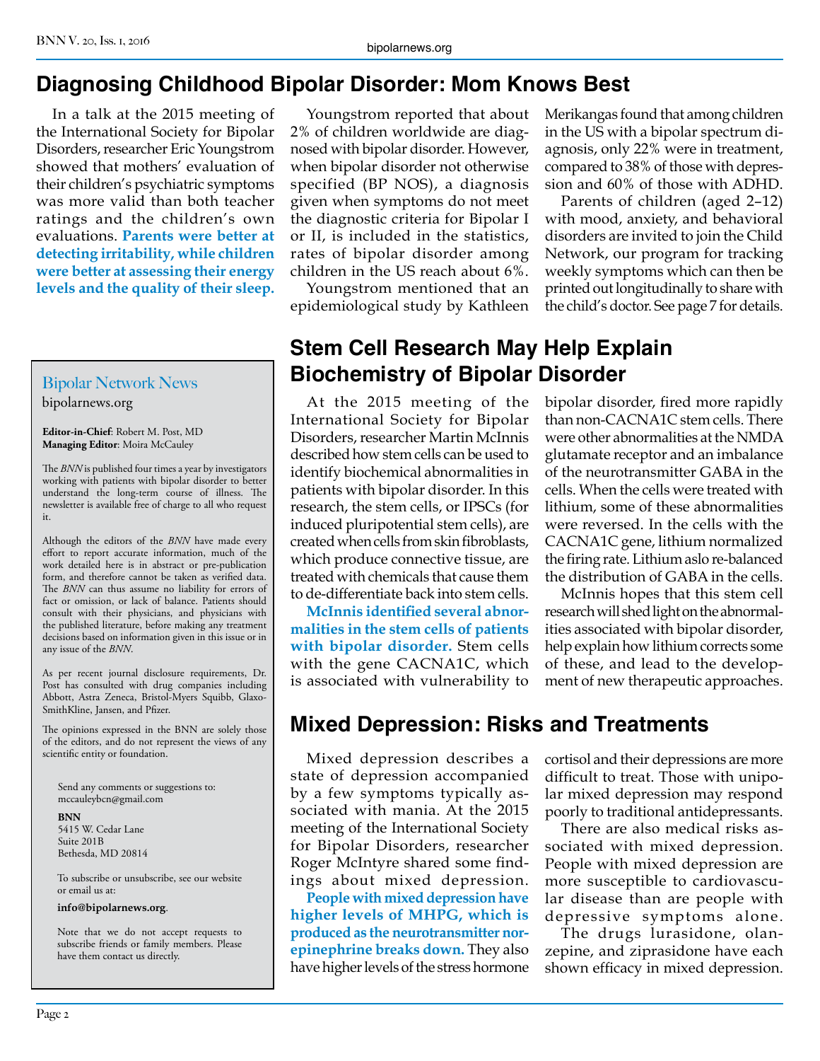# Diagnosing Childhood Bipolar Disorder: Mom Knows Best

In a talk at the 2015 meeting of the International Society for Bipolar Disorders, researcher Eric Youngstrom showed that mothers' evaluation of their children's psychiatric symptoms was more valid than both teacher ratings and the children's own evaluations. **Parents were better at detecting irritability, while children were better at assessing their energy levels and the quality of their sleep.**

Youngstrom reported that about 2% of children worldwide are diagnosed with bipolar disorder. However, when bipolar disorder not otherwise specified (BP NOS), a diagnosis given when symptoms do not meet the diagnostic criteria for Bipolar I or II, is included in the statistics, rates of bipolar disorder among children in the US reach about 6%.

Youngstrom mentioned that an epidemiological study by Kathleen Merikangas found that among children in the US with a bipolar spectrum diagnosis, only 22% were in treatment, compared to 38% of those with depression and 60% of those with ADHD.

Parents of children (aged 2–12) with mood, anxiety, and behavioral disorders are invited to join the Child Network, our program for tracking weekly symptoms which can then be printed out longitudinally to share with the child's doctor. See page 7 for details.

## Bipolar Network News

bipolarnews.org

**Editor-in-Chief**: Robert M. Post, MD
**Managing Editor**: Moira McCauley

The *BNN* is published four times a year by investigators working with patients with bipolar disorder to better understand the long-term course of illness. The newsletter is available free of charge to all who request it.

Although the editors of the *BNN* have made every effort to report accurate information, much of the work detailed here is in abstract or pre-publication form, and therefore cannot be taken as verified data. The *BNN* can thus assume no liability for errors of fact or omission, or lack of balance. Patients should consult with their physicians, and physicians with the published literature, before making any treatment decisions based on information given in this issue or in any issue of the *BNN*.

As per recent journal disclosure requirements, Dr. Post has consulted with drug companies including Abbott, Astra Zeneca, Bristol-Myers Squibb, GlaxoSmithKline, Jansen, and Pfizer.

The opinions expressed in the BNN are solely those of the editors, and do not represent the views of any scientific entity or foundation.

Send any comments or suggestions to:
mccauleybcn@gmail.com

**BNN**
5415 W. Cedar Lane
Suite 201B
Bethesda, MD 20814

To subscribe or unsubscribe, see our website or email us at:

**info@bipolarnews.org**.

Note that we do not accept requests to subscribe friends or family members. Please have them contact us directly.

# Stem Cell Research May Help Explain Biochemistry of Bipolar Disorder

At the 2015 meeting of the International Society for Bipolar Disorders, researcher Martin McInnis described how stem cells can be used to identify biochemical abnormalities in patients with bipolar disorder. In this research, the stem cells, or IPSCs (for induced pluripotential stem cells), are created when cells from skin fibroblasts, which produce connective tissue, are treated with chemicals that cause them to de-differentiate back into stem cells.

**McInnis identified several abnormalities in the stem cells of patients with bipolar disorder.** Stem cells with the gene CACNA1C, which is associated with vulnerability to bipolar disorder, fired more rapidly than non-CACNA1C stem cells. There were other abnormalities at the NMDA glutamate receptor and an imbalance of the neurotransmitter GABA in the cells. When the cells were treated with lithium, some of these abnormalities were reversed. In the cells with the CACNA1C gene, lithium normalized the firing rate. Lithium aslo re-balanced the distribution of GABA in the cells.

McInnis hopes that this stem cell research will shed light on the abnormalities associated with bipolar disorder, help explain how lithium corrects some of these, and lead to the development of new therapeutic approaches.

# Mixed Depression: Risks and Treatments

Mixed depression describes a state of depression accompanied by a few symptoms typically associated with mania. At the 2015 meeting of the International Society for Bipolar Disorders, researcher Roger McIntyre shared some findings about mixed depression.

**People with mixed depression have higher levels of MHPG, which is produced as the neurotransmitter norepinephrine breaks down.** They also have higher levels of the stress hormone cortisol and their depressions are more difficult to treat. Those with unipolar mixed depression may respond poorly to traditional antidepressants.

There are also medical risks associated with mixed depression. People with mixed depression are more susceptible to cardiovascular disease than are people with depressive symptoms alone.

The drugs lurasidone, olanzepine, and ziprasidone have each shown efficacy in mixed depression.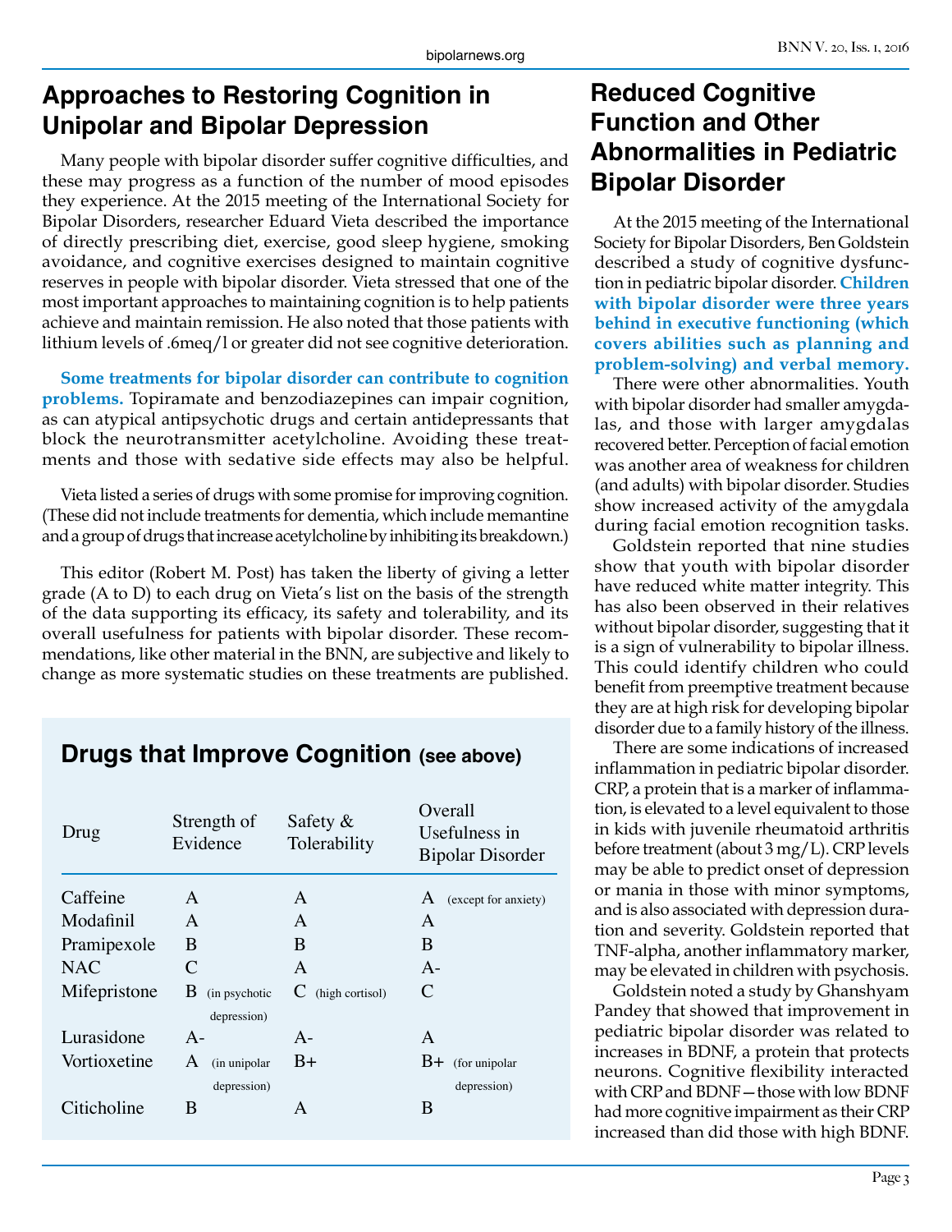# Approaches to Restoring Cognition in Unipolar and Bipolar Depression

Many people with bipolar disorder suffer cognitive difficulties, and these may progress as a function of the number of mood episodes they experience. At the 2015 meeting of the International Society for Bipolar Disorders, researcher Eduard Vieta described the importance of directly prescribing diet, exercise, good sleep hygiene, smoking avoidance, and cognitive exercises designed to maintain cognitive reserves in people with bipolar disorder. Vieta stressed that one of the most important approaches to maintaining cognition is to help patients achieve and maintain remission. He also noted that those patients with lithium levels of .6meq/l or greater did not see cognitive deterioration.

**Some treatments for bipolar disorder can contribute to cognition problems.** Topiramate and benzodiazepines can impair cognition, as can atypical antipsychotic drugs and certain antidepressants that block the neurotransmitter acetylcholine. Avoiding these treatments and those with sedative side effects may also be helpful.

Vieta listed a series of drugs with some promise for improving cognition. (These did not include treatments for dementia, which include memantine and a group of drugs that increase acetylcholine by inhibiting its breakdown.)

This editor (Robert M. Post) has taken the liberty of giving a letter grade (A to D) to each drug on Vieta's list on the basis of the strength of the data supporting its efficacy, its safety and tolerability, and its overall usefulness for patients with bipolar disorder. These recommendations, like other material in the BNN, are subjective and likely to change as more systematic studies on these treatments are published.

## Drugs that Improve Cognition (see above)

| Drug | Strength of Evidence | Safety & Tolerability | Overall Usefulness in Bipolar Disorder |
|---|---|---|---|
| Caffeine | A | A | A (except for anxiety) |
| Modafinil | A | A | A |
| Pramipexole | B | B | B |
| NAC | C | A | A- |
| Mifepristone | B (in psychotic depression) | C (high cortisol) | C |
| Lurasidone | A- | A- | A |
| Vortioxetine | A (in unipolar depression) | B+ | B+ (for unipolar depression) |
| Citicholine | B | A | B |

# Reduced Cognitive Function and Other Abnormalities in Pediatric Bipolar Disorder

At the 2015 meeting of the International Society for Bipolar Disorders, Ben Goldstein described a study of cognitive dysfunction in pediatric bipolar disorder. **Children with bipolar disorder were three years behind in executive functioning (which covers abilities such as planning and problem-solving) and verbal memory.**

There were other abnormalities. Youth with bipolar disorder had smaller amygdalas, and those with larger amygdalas recovered better. Perception of facial emotion was another area of weakness for children (and adults) with bipolar disorder. Studies show increased activity of the amygdala during facial emotion recognition tasks.

Goldstein reported that nine studies show that youth with bipolar disorder have reduced white matter integrity. This has also been observed in their relatives without bipolar disorder, suggesting that it is a sign of vulnerability to bipolar illness. This could identify children who could benefit from preemptive treatment because they are at high risk for developing bipolar disorder due to a family history of the illness.

There are some indications of increased inflammation in pediatric bipolar disorder. CRP, a protein that is a marker of inflammation, is elevated to a level equivalent to those in kids with juvenile rheumatoid arthritis before treatment (about 3 mg/L). CRP levels may be able to predict onset of depression or mania in those with minor symptoms, and is also associated with depression duration and severity. Goldstein reported that TNF-alpha, another inflammatory marker, may be elevated in children with psychosis.

Goldstein noted a study by Ghanshyam Pandey that showed that improvement in pediatric bipolar disorder was related to increases in BDNF, a protein that protects neurons. Cognitive flexibility interacted with CRP and BDNF—those with low BDNF had more cognitive impairment as their CRP increased than did those with high BDNF.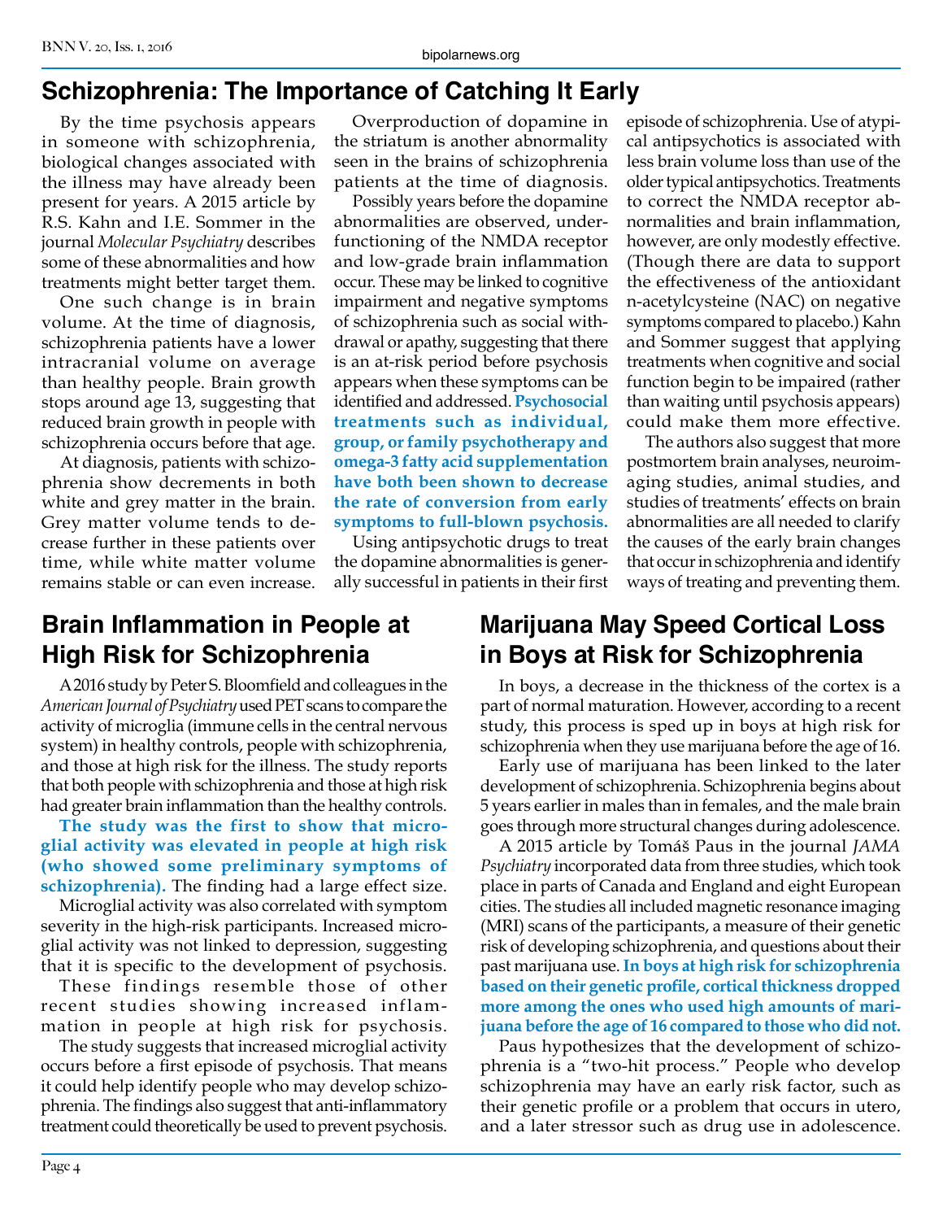## Schizophrenia: The Importance of Catching It Early

By the time psychosis appears in someone with schizophrenia, biological changes associated with the illness may have already been present for years. A 2015 article by R.S. Kahn and I.E. Sommer in the journal *Molecular Psychiatry* describes some of these abnormalities and how treatments might better target them.

One such change is in brain volume. At the time of diagnosis, schizophrenia patients have a lower intracranial volume on average than healthy people. Brain growth stops around age 13, suggesting that reduced brain growth in people with schizophrenia occurs before that age.

At diagnosis, patients with schizophrenia show decrements in both white and grey matter in the brain. Grey matter volume tends to decrease further in these patients over time, while white matter volume remains stable or can even increase.

Overproduction of dopamine in the striatum is another abnormality seen in the brains of schizophrenia patients at the time of diagnosis.

Possibly years before the dopamine abnormalities are observed, underfunctioning of the NMDA receptor and low-grade brain inflammation occur. These may be linked to cognitive impairment and negative symptoms of schizophrenia such as social withdrawal or apathy, suggesting that there is an at-risk period before psychosis appears when these symptoms can be identified and addressed. **Psychosocial treatments such as individual, group, or family psychotherapy and omega-3 fatty acid supplementation have both been shown to decrease the rate of conversion from early symptoms to full-blown psychosis.**

Using antipsychotic drugs to treat the dopamine abnormalities is generally successful in patients in their first episode of schizophrenia. Use of atypical antipsychotics is associated with less brain volume loss than use of the older typical antipsychotics. Treatments to correct the NMDA receptor abnormalities and brain inflammation, however, are only modestly effective. (Though there are data to support the effectiveness of the antioxidant n-acetylcysteine (NAC) on negative symptoms compared to placebo.) Kahn and Sommer suggest that applying treatments when cognitive and social function begin to be impaired (rather than waiting until psychosis appears) could make them more effective.

The authors also suggest that more postmortem brain analyses, neuroimaging studies, animal studies, and studies of treatments' effects on brain abnormalities are all needed to clarify the causes of the early brain changes that occur in schizophrenia and identify ways of treating and preventing them.

## Brain Inflammation in People at High Risk for Schizophrenia

A 2016 study by Peter S. Bloomfield and colleagues in the *American Journal of Psychiatry* used PET scans to compare the activity of microglia (immune cells in the central nervous system) in healthy controls, people with schizophrenia, and those at high risk for the illness. The study reports that both people with schizophrenia and those at high risk had greater brain inflammation than the healthy controls.

**The study was the first to show that microglial activity was elevated in people at high risk (who showed some preliminary symptoms of schizophrenia).** The finding had a large effect size.

Microglial activity was also correlated with symptom severity in the high-risk participants. Increased microglial activity was not linked to depression, suggesting that it is specific to the development of psychosis.

These findings resemble those of other recent studies showing increased inflammation in people at high risk for psychosis.

The study suggests that increased microglial activity occurs before a first episode of psychosis. That means it could help identify people who may develop schizophrenia. The findings also suggest that anti-inflammatory treatment could theoretically be used to prevent psychosis.

## Marijuana May Speed Cortical Loss in Boys at Risk for Schizophrenia

In boys, a decrease in the thickness of the cortex is a part of normal maturation. However, according to a recent study, this process is sped up in boys at high risk for schizophrenia when they use marijuana before the age of 16.

Early use of marijuana has been linked to the later development of schizophrenia. Schizophrenia begins about 5 years earlier in males than in females, and the male brain goes through more structural changes during adolescence.

A 2015 article by Tomáš Paus in the journal *JAMA Psychiatry* incorporated data from three studies, which took place in parts of Canada and England and eight European cities. The studies all included magnetic resonance imaging (MRI) scans of the participants, a measure of their genetic risk of developing schizophrenia, and questions about their past marijuana use. **In boys at high risk for schizophrenia based on their genetic profile, cortical thickness dropped more among the ones who used high amounts of marijuana before the age of 16 compared to those who did not.**

Paus hypothesizes that the development of schizophrenia is a "two-hit process." People who develop schizophrenia may have an early risk factor, such as their genetic profile or a problem that occurs in utero, and a later stressor such as drug use in adolescence.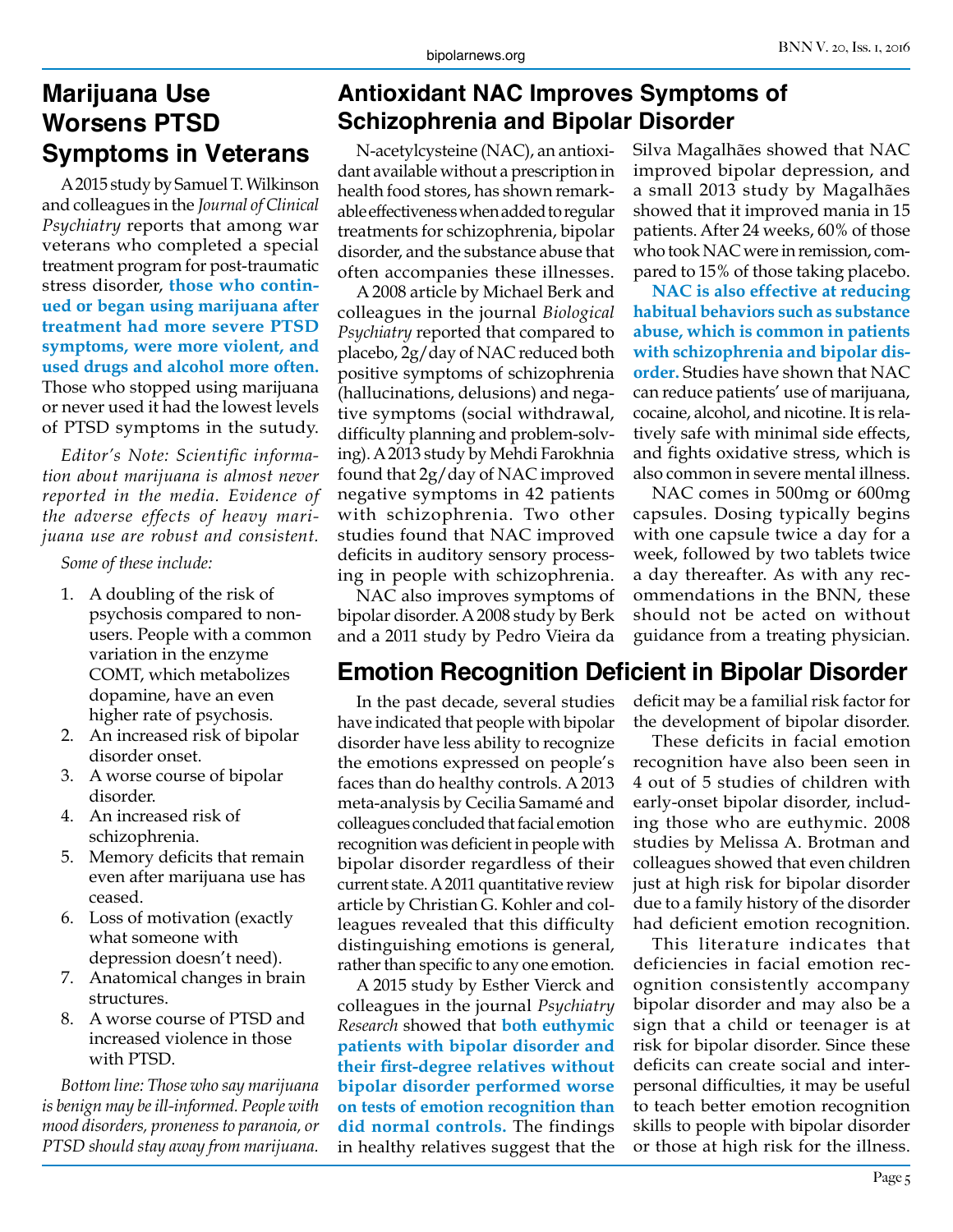## Marijuana Use Worsens PTSD Symptoms in Veterans

A 2015 study by Samuel T. Wilkinson and colleagues in the *Journal of Clinical Psychiatry* reports that among war veterans who completed a special treatment program for post-traumatic stress disorder, **those who continued or began using marijuana after treatment had more severe PTSD symptoms, were more violent, and used drugs and alcohol more often.** Those who stopped using marijuana or never used it had the lowest levels of PTSD symptoms in the sutudy.

*Editor's Note: Scientific information about marijuana is almost never reported in the media. Evidence of the adverse effects of heavy marijuana use are robust and consistent.*

*Some of these include:*

1. A doubling of the risk of psychosis compared to non-users. People with a common variation in the enzyme COMT, which metabolizes dopamine, have an even higher rate of psychosis.
2. An increased risk of bipolar disorder onset.
3. A worse course of bipolar disorder.
4. An increased risk of schizophrenia.
5. Memory deficits that remain even after marijuana use has ceased.
6. Loss of motivation (exactly what someone with depression doesn't need).
7. Anatomical changes in brain structures.
8. A worse course of PTSD and increased violence in those with PTSD.

*Bottom line: Those who say marijuana is benign may be ill-informed. People with mood disorders, proneness to paranoia, or PTSD should stay away from marijuana.*

## Antioxidant NAC Improves Symptoms of Schizophrenia and Bipolar Disorder

N-acetylcysteine (NAC), an antioxidant available without a prescription in health food stores, has shown remarkable effectiveness when added to regular treatments for schizophrenia, bipolar disorder, and the substance abuse that often accompanies these illnesses.

A 2008 article by Michael Berk and colleagues in the journal *Biological Psychiatry* reported that compared to placebo, 2g/day of NAC reduced both positive symptoms of schizophrenia (hallucinations, delusions) and negative symptoms (social withdrawal, difficulty planning and problem-solving). A 2013 study by Mehdi Farokhnia found that 2g/day of NAC improved negative symptoms in 42 patients with schizophrenia. Two other studies found that NAC improved deficits in auditory sensory processing in people with schizophrenia.

NAC also improves symptoms of bipolar disorder. A 2008 study by Berk and a 2011 study by Pedro Vieira da Silva Magalhães showed that NAC improved bipolar depression, and a small 2013 study by Magalhães showed that it improved mania in 15 patients. After 24 weeks, 60% of those who took NAC were in remission, compared to 15% of those taking placebo.

**NAC is also effective at reducing habitual behaviors such as substance abuse, which is common in patients with schizophrenia and bipolar disorder.** Studies have shown that NAC can reduce patients' use of marijuana, cocaine, alcohol, and nicotine. It is relatively safe with minimal side effects, and fights oxidative stress, which is also common in severe mental illness.

NAC comes in 500mg or 600mg capsules. Dosing typically begins with one capsule twice a day for a week, followed by two tablets twice a day thereafter. As with any recommendations in the BNN, these should not be acted on without guidance from a treating physician.

## Emotion Recognition Deficient in Bipolar Disorder

In the past decade, several studies have indicated that people with bipolar disorder have less ability to recognize the emotions expressed on people's faces than do healthy controls. A 2013 meta-analysis by Cecilia Samamé and colleagues concluded that facial emotion recognition was deficient in people with bipolar disorder regardless of their current state. A 2011 quantitative review article by Christian G. Kohler and colleagues revealed that this difficulty distinguishing emotions is general, rather than specific to any one emotion.

A 2015 study by Esther Vierck and colleagues in the journal *Psychiatry Research* showed that **both euthymic patients with bipolar disorder and their first-degree relatives without bipolar disorder performed worse on tests of emotion recognition than did normal controls.** The findings in healthy relatives suggest that the deficit may be a familial risk factor for the development of bipolar disorder.

These deficits in facial emotion recognition have also been seen in 4 out of 5 studies of children with early-onset bipolar disorder, including those who are euthymic. 2008 studies by Melissa A. Brotman and colleagues showed that even children just at high risk for bipolar disorder due to a family history of the disorder had deficient emotion recognition.

This literature indicates that deficiencies in facial emotion recognition consistently accompany bipolar disorder and may also be a sign that a child or teenager is at risk for bipolar disorder. Since these deficits can create social and interpersonal difficulties, it may be useful to teach better emotion recognition skills to people with bipolar disorder or those at high risk for the illness.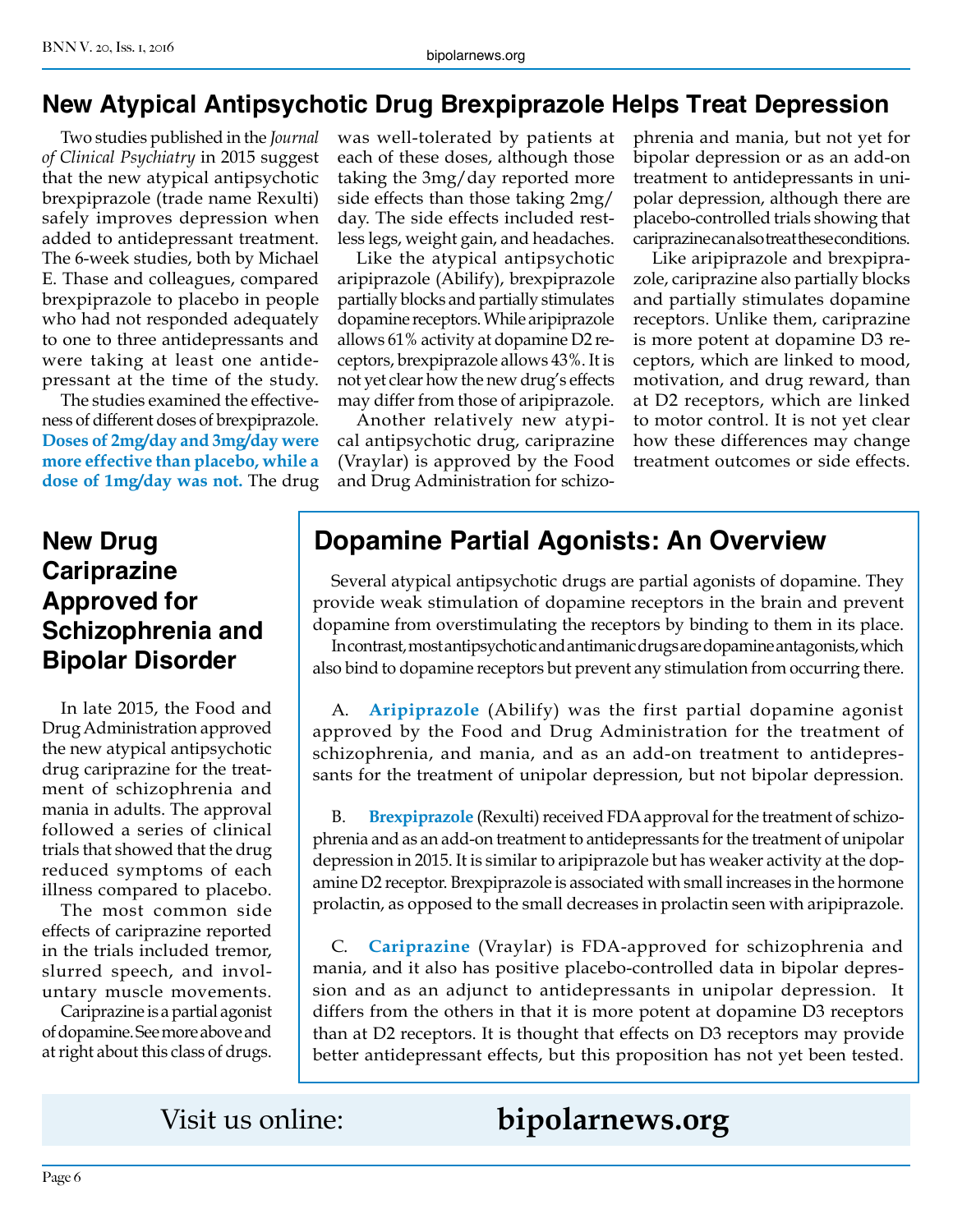## New Atypical Antipsychotic Drug Brexpiprazole Helps Treat Depression

Two studies published in the *Journal of Clinical Psychiatry* in 2015 suggest that the new atypical antipsychotic brexpiprazole (trade name Rexulti) safely improves depression when added to antidepressant treatment. The 6-week studies, both by Michael E. Thase and colleagues, compared brexpiprazole to placebo in people who had not responded adequately to one to three antidepressants and were taking at least one antidepressant at the time of the study.

The studies examined the effectiveness of different doses of brexpiprazole. **Doses of 2mg/day and 3mg/day were more effective than placebo, while a dose of 1mg/day was not.** The drug was well-tolerated by patients at each of these doses, although those taking the 3mg/day reported more side effects than those taking 2mg/day. The side effects included restless legs, weight gain, and headaches.

Like the atypical antipsychotic aripiprazole (Abilify), brexpiprazole partially blocks and partially stimulates dopamine receptors. While aripiprazole allows 61% activity at dopamine D2 receptors, brexpiprazole allows 43%. It is not yet clear how the new drug's effects may differ from those of aripiprazole.

Another relatively new atypical antipsychotic drug, cariprazine (Vraylar) is approved by the Food and Drug Administration for schizophrenia and mania, but not yet for bipolar depression or as an add-on treatment to antidepressants in unipolar depression, although there are placebo-controlled trials showing that cariprazine can also treat these conditions.

Like aripiprazole and brexpiprazole, cariprazine also partially blocks and partially stimulates dopamine receptors. Unlike them, cariprazine is more potent at dopamine D3 receptors, which are linked to mood, motivation, and drug reward, than at D2 receptors, which are linked to motor control. It is not yet clear how these differences may change treatment outcomes or side effects.

## New Drug Cariprazine Approved for Schizophrenia and Bipolar Disorder

In late 2015, the Food and Drug Administration approved the new atypical antipsychotic drug cariprazine for the treatment of schizophrenia and mania in adults. The approval followed a series of clinical trials that showed that the drug reduced symptoms of each illness compared to placebo.

The most common side effects of cariprazine reported in the trials included tremor, slurred speech, and involuntary muscle movements.

Cariprazine is a partial agonist of dopamine. See more above and at right about this class of drugs.

## Dopamine Partial Agonists: An Overview

Several atypical antipsychotic drugs are partial agonists of dopamine. They provide weak stimulation of dopamine receptors in the brain and prevent dopamine from overstimulating the receptors by binding to them in its place.

In contrast, most antipsychotic and antimanic drugs are dopamine antagonists, which also bind to dopamine receptors but prevent any stimulation from occurring there.

A. **Aripiprazole** (Abilify) was the first partial dopamine agonist approved by the Food and Drug Administration for the treatment of schizophrenia, and mania, and as an add-on treatment to antidepressants for the treatment of unipolar depression, but not bipolar depression.

B. **Brexpiprazole** (Rexulti) received FDA approval for the treatment of schizophrenia and as an add-on treatment to antidepressants for the treatment of unipolar depression in 2015. It is similar to aripiprazole but has weaker activity at the dopamine D2 receptor. Brexpiprazole is associated with small increases in the hormone prolactin, as opposed to the small decreases in prolactin seen with aripiprazole.

C. **Cariprazine** (Vraylar) is FDA-approved for schizophrenia and mania, and it also has positive placebo-controlled data in bipolar depression and as an adjunct to antidepressants in unipolar depression. It differs from the others in that it is more potent at dopamine D3 receptors than at D2 receptors. It is thought that effects on D3 receptors may provide better antidepressant effects, but this proposition has not yet been tested.

Visit us online: **bipolarnews.org**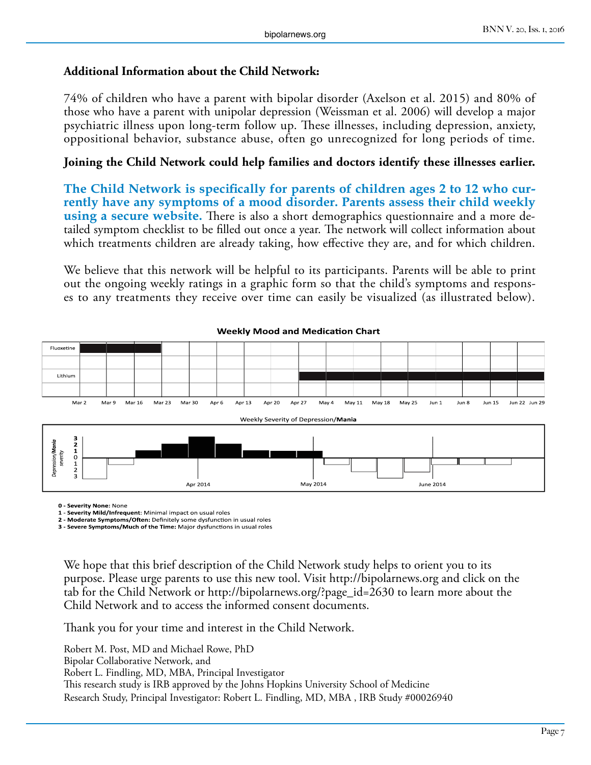**Additional Information about the Child Network:**

74% of children who have a parent with bipolar disorder (Axelson et al. 2015) and 80% of those who have a parent with unipolar depression (Weissman et al. 2006) will develop a major psychiatric illness upon long-term follow up. These illnesses, including depression, anxiety, oppositional behavior, substance abuse, often go unrecognized for long periods of time.

**Joining the Child Network could help families and doctors identify these illnesses earlier.**

**The Child Network is specifically for parents of children ages 2 to 12 who currently have any symptoms of a mood disorder. Parents assess their child weekly using a secure website.** There is also a short demographics questionnaire and a more detailed symptom checklist to be filled out once a year. The network will collect information about which treatments children are already taking, how effective they are, and for which children.

We believe that this network will be helpful to its participants. Parents will be able to print out the ongoing weekly ratings in a graphic form so that the child's symptoms and responses to any treatments they receive over time can easily be visualized (as illustrated below).

**Weekly Mood and Medication Chart**

Fluoxetine

Lithium

Mar 2, Mar 9, Mar 16, Mar 23, Mar 30, Apr 6, Apr 13, Apr 20, Apr 27, May 4, May 11, May 18, May 25, Jun 1, Jun 8, Jun 15, Jun 22, Jun 29

Weekly Severity of Depression/**Mania**

*Depression/**Mania** severity*: 3, 2, 1, 0, 1, 2, 3

Apr 2014, May 2014, June 2014

**0 - Severity None:** None
**1 - Severity Mild/Infrequent**: Minimal impact on usual roles
**2 - Moderate Symptoms/Often:** Definitely some dysfunction in usual roles
**3 - Severe Symptoms/Much of the Time:** Major dysfunctions in usual roles

We hope that this brief description of the Child Network study helps to orient you to its purpose. Please urge parents to use this new tool. Visit http://bipolarnews.org and click on the tab for the Child Network or http://bipolarnews.org/?page_id=2630 to learn more about the Child Network and to access the informed consent documents.

Thank you for your time and interest in the Child Network.

Robert M. Post, MD and Michael Rowe, PhD
Bipolar Collaborative Network, and
Robert L. Findling, MD, MBA, Principal Investigator
This research study is IRB approved by the Johns Hopkins University School of Medicine
Research Study, Principal Investigator: Robert L. Findling, MD, MBA , IRB Study #00026940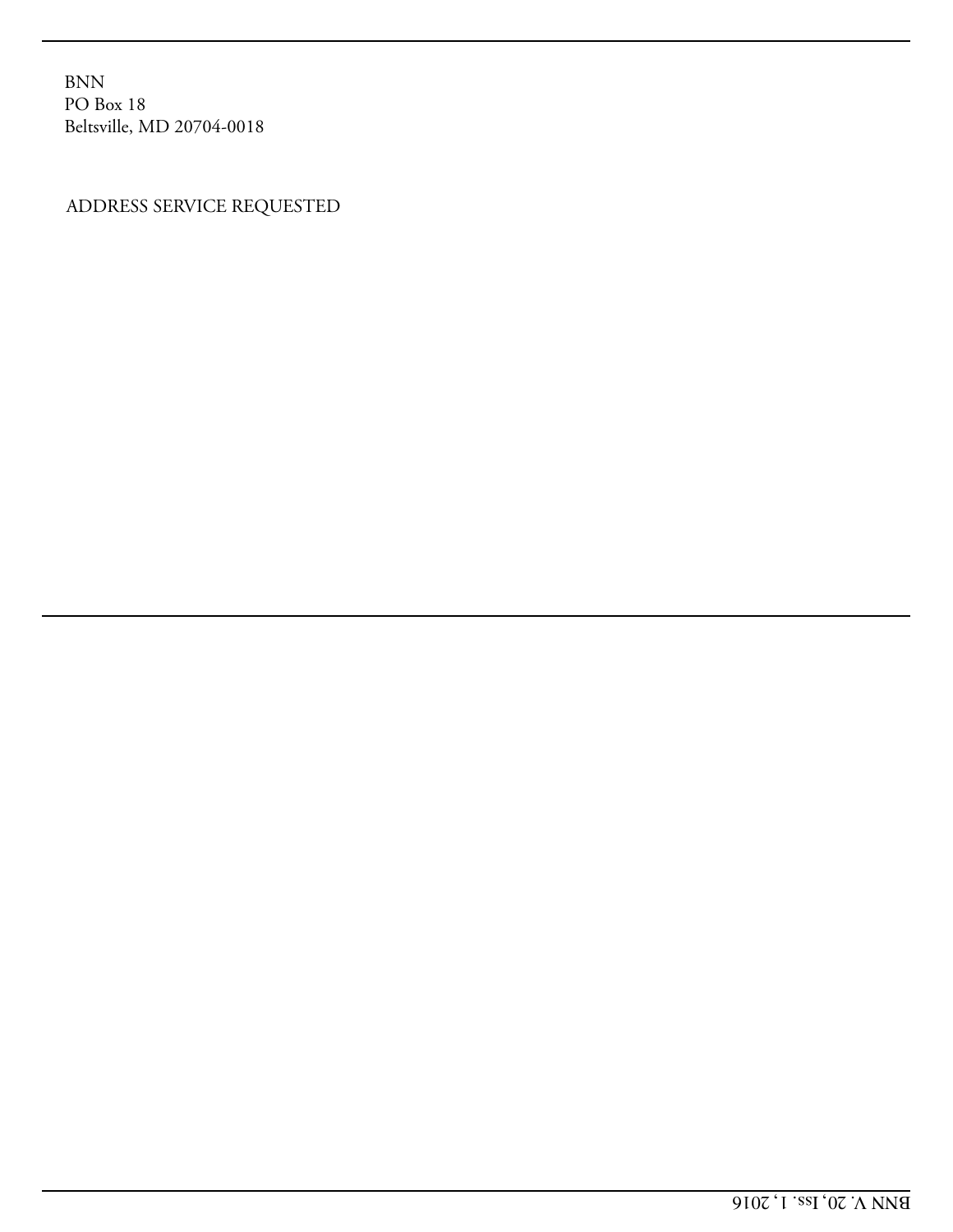BNN
PO Box 18
Beltsville, MD 20704-0018

ADDRESS SERVICE REQUESTED